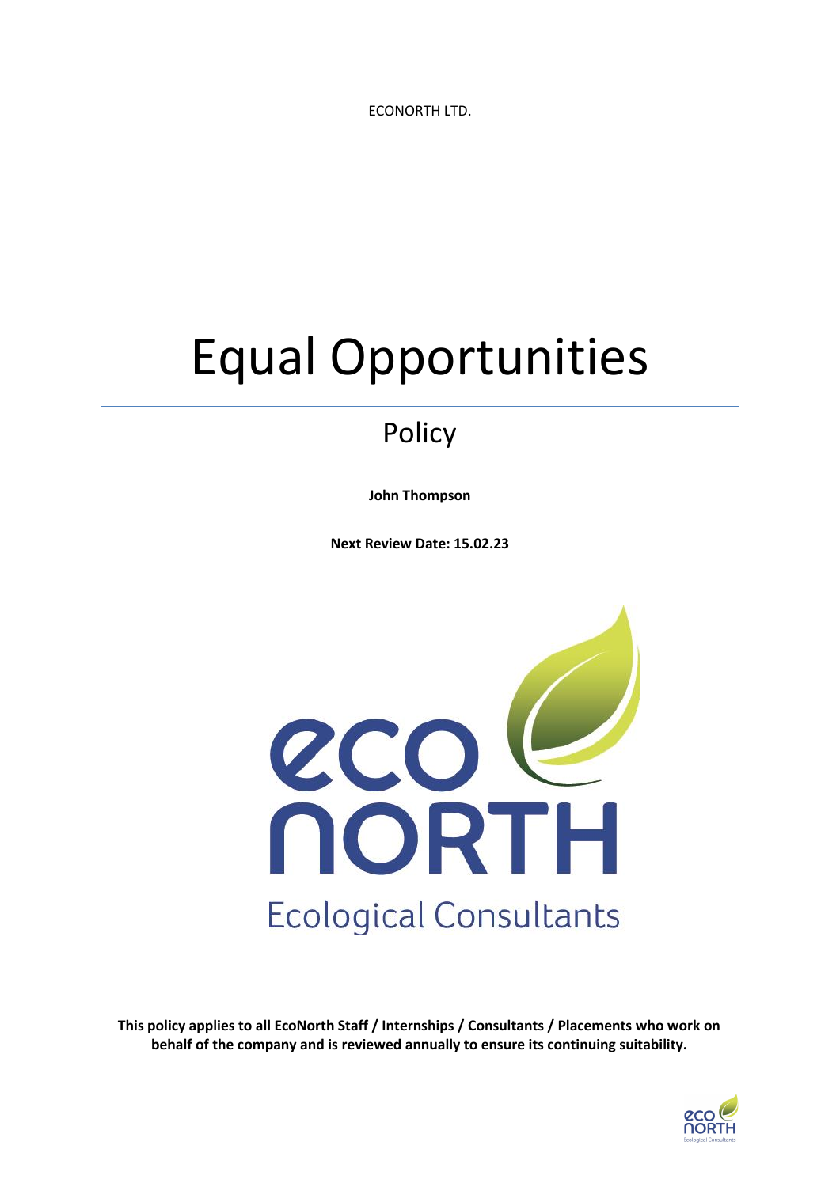ECONORTH LTD.

# Equal Opportunities

## Policy

**John Thompson**

**Next Review Date: 15.02.23**

eco NORTH

Ecological Consultants

**This policy applies to all EcoNorth Staff / Internships / Consultants / Placements who work on behalf of the company and is reviewed annually to ensure its continuing suitability.**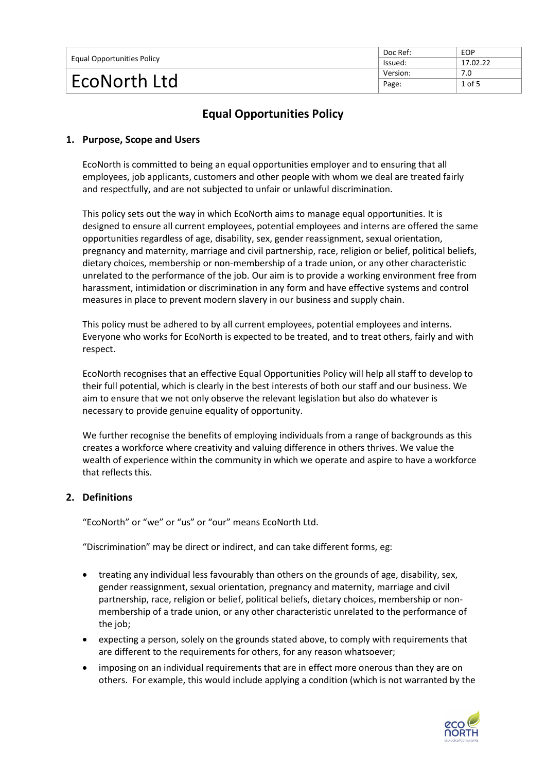# Equal Opportunities Policy

## 1. Purpose, Scope and Users

EcoNorth is committed to being an equal opportunities employer and to ensuring that all employees, job applicants, customers and other people with whom we deal are treated fairly and respectfully, and are not subjected to unfair or unlawful discrimination.

This policy sets out the way in which EcoNorth aims to manage equal opportunities. It is designed to ensure all current employees, potential employees and interns are offered the same opportunities regardless of age, disability, sex, gender reassignment, sexual orientation, pregnancy and maternity, marriage and civil partnership, race, religion or belief, political beliefs, dietary choices, membership or non-membership of a trade union, or any other characteristic unrelated to the performance of the job. Our aim is to provide a working environment free from harassment, intimidation or discrimination in any form and have effective systems and control measures in place to prevent modern slavery in our business and supply chain.

This policy must be adhered to by all current employees, potential employees and interns. Everyone who works for EcoNorth is expected to be treated, and to treat others, fairly and with respect.

EcoNorth recognises that an effective Equal Opportunities Policy will help all staff to develop to their full potential, which is clearly in the best interests of both our staff and our business. We aim to ensure that we not only observe the relevant legislation but also do whatever is necessary to provide genuine equality of opportunity.

We further recognise the benefits of employing individuals from a range of backgrounds as this creates a workforce where creativity and valuing difference in others thrives. We value the wealth of experience within the community in which we operate and aspire to have a workforce that reflects this.

## 2. Definitions

"EcoNorth" or "we" or "us" or "our" means EcoNorth Ltd.

"Discrimination" may be direct or indirect, and can take different forms, eg:

- treating any individual less favourably than others on the grounds of age, disability, sex, gender reassignment, sexual orientation, pregnancy and maternity, marriage and civil partnership, race, religion or belief, political beliefs, dietary choices, membership or non-membership of a trade union, or any other characteristic unrelated to the performance of the job;
- expecting a person, solely on the grounds stated above, to comply with requirements that are different to the requirements for others, for any reason whatsoever;
- imposing on an individual requirements that are in effect more onerous than they are on others. For example, this would include applying a condition (which is not warranted by the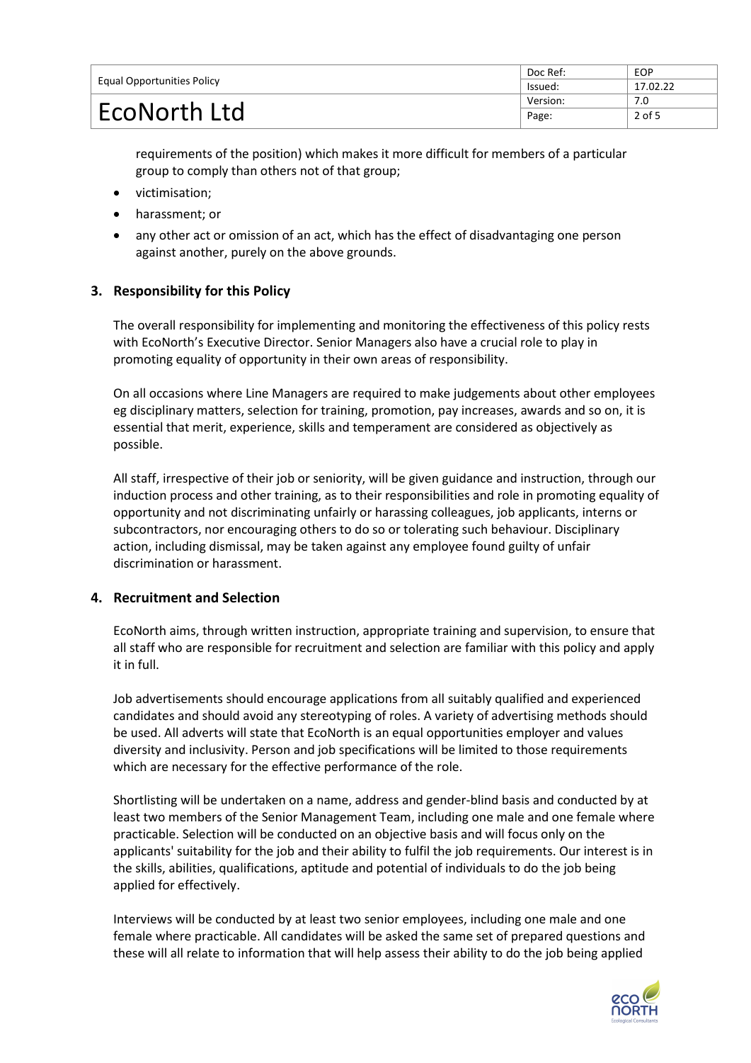requirements of the position) which makes it more difficult for members of a particular group to comply than others not of that group;

- victimisation;
- harassment; or
- any other act or omission of an act, which has the effect of disadvantaging one person against another, purely on the above grounds.

## 3. Responsibility for this Policy

The overall responsibility for implementing and monitoring the effectiveness of this policy rests with EcoNorth's Executive Director. Senior Managers also have a crucial role to play in promoting equality of opportunity in their own areas of responsibility.

On all occasions where Line Managers are required to make judgements about other employees eg disciplinary matters, selection for training, promotion, pay increases, awards and so on, it is essential that merit, experience, skills and temperament are considered as objectively as possible.

All staff, irrespective of their job or seniority, will be given guidance and instruction, through our induction process and other training, as to their responsibilities and role in promoting equality of opportunity and not discriminating unfairly or harassing colleagues, job applicants, interns or subcontractors, nor encouraging others to do so or tolerating such behaviour. Disciplinary action, including dismissal, may be taken against any employee found guilty of unfair discrimination or harassment.

## 4. Recruitment and Selection

EcoNorth aims, through written instruction, appropriate training and supervision, to ensure that all staff who are responsible for recruitment and selection are familiar with this policy and apply it in full.

Job advertisements should encourage applications from all suitably qualified and experienced candidates and should avoid any stereotyping of roles. A variety of advertising methods should be used. All adverts will state that EcoNorth is an equal opportunities employer and values diversity and inclusivity. Person and job specifications will be limited to those requirements which are necessary for the effective performance of the role.

Shortlisting will be undertaken on a name, address and gender-blind basis and conducted by at least two members of the Senior Management Team, including one male and one female where practicable. Selection will be conducted on an objective basis and will focus only on the applicants' suitability for the job and their ability to fulfil the job requirements. Our interest is in the skills, abilities, qualifications, aptitude and potential of individuals to do the job being applied for effectively.

Interviews will be conducted by at least two senior employees, including one male and one female where practicable. All candidates will be asked the same set of prepared questions and these will all relate to information that will help assess their ability to do the job being applied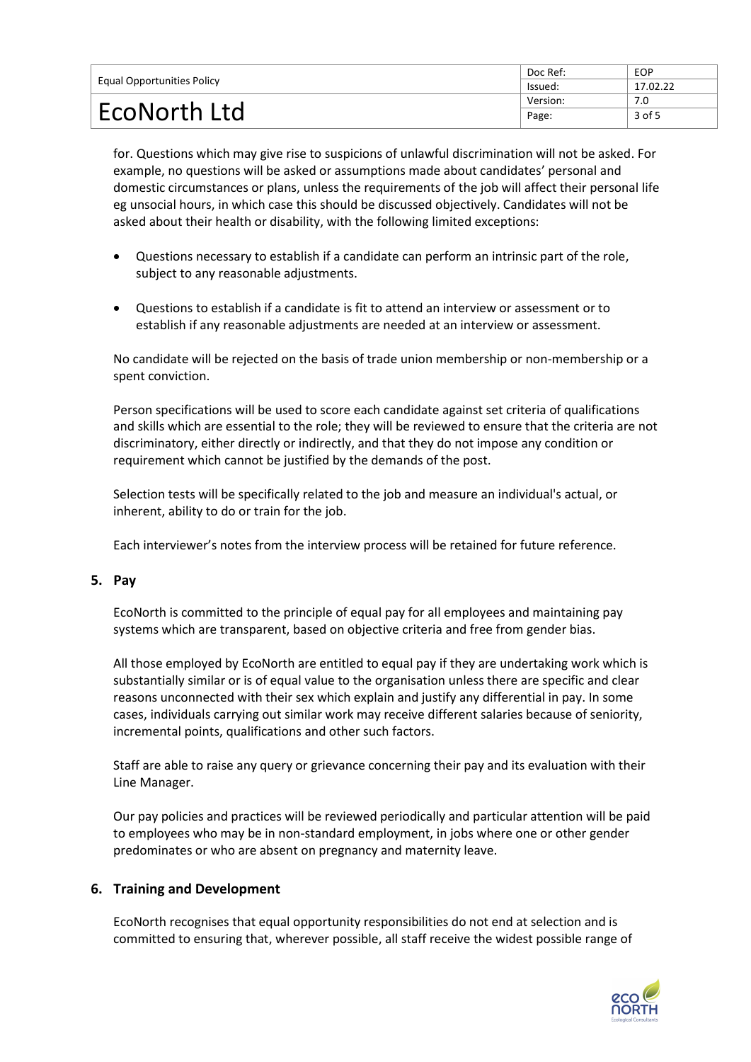for. Questions which may give rise to suspicions of unlawful discrimination will not be asked. For example, no questions will be asked or assumptions made about candidates' personal and domestic circumstances or plans, unless the requirements of the job will affect their personal life eg unsocial hours, in which case this should be discussed objectively. Candidates will not be asked about their health or disability, with the following limited exceptions:

- Questions necessary to establish if a candidate can perform an intrinsic part of the role, subject to any reasonable adjustments.
- Questions to establish if a candidate is fit to attend an interview or assessment or to establish if any reasonable adjustments are needed at an interview or assessment.

No candidate will be rejected on the basis of trade union membership or non-membership or a spent conviction.

Person specifications will be used to score each candidate against set criteria of qualifications and skills which are essential to the role; they will be reviewed to ensure that the criteria are not discriminatory, either directly or indirectly, and that they do not impose any condition or requirement which cannot be justified by the demands of the post.

Selection tests will be specifically related to the job and measure an individual's actual, or inherent, ability to do or train for the job.

Each interviewer's notes from the interview process will be retained for future reference.

## 5. Pay

EcoNorth is committed to the principle of equal pay for all employees and maintaining pay systems which are transparent, based on objective criteria and free from gender bias.

All those employed by EcoNorth are entitled to equal pay if they are undertaking work which is substantially similar or is of equal value to the organisation unless there are specific and clear reasons unconnected with their sex which explain and justify any differential in pay. In some cases, individuals carrying out similar work may receive different salaries because of seniority, incremental points, qualifications and other such factors.

Staff are able to raise any query or grievance concerning their pay and its evaluation with their Line Manager.

Our pay policies and practices will be reviewed periodically and particular attention will be paid to employees who may be in non-standard employment, in jobs where one or other gender predominates or who are absent on pregnancy and maternity leave.

## 6. Training and Development

EcoNorth recognises that equal opportunity responsibilities do not end at selection and is committed to ensuring that, wherever possible, all staff receive the widest possible range of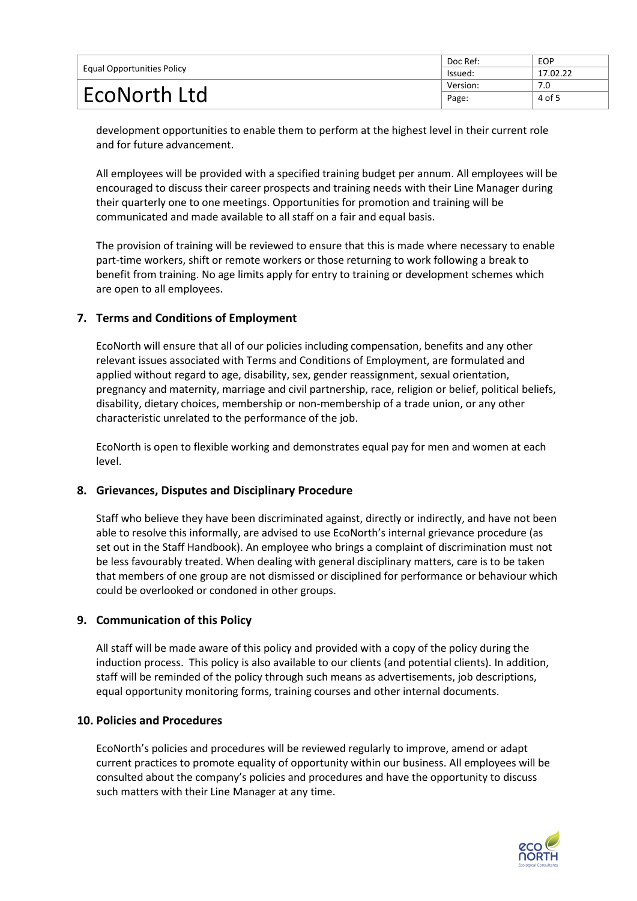development opportunities to enable them to perform at the highest level in their current role and for future advancement.

All employees will be provided with a specified training budget per annum. All employees will be encouraged to discuss their career prospects and training needs with their Line Manager during their quarterly one to one meetings. Opportunities for promotion and training will be communicated and made available to all staff on a fair and equal basis.

The provision of training will be reviewed to ensure that this is made where necessary to enable part-time workers, shift or remote workers or those returning to work following a break to benefit from training. No age limits apply for entry to training or development schemes which are open to all employees.

## 7. Terms and Conditions of Employment

EcoNorth will ensure that all of our policies including compensation, benefits and any other relevant issues associated with Terms and Conditions of Employment, are formulated and applied without regard to age, disability, sex, gender reassignment, sexual orientation, pregnancy and maternity, marriage and civil partnership, race, religion or belief, political beliefs, disability, dietary choices, membership or non-membership of a trade union, or any other characteristic unrelated to the performance of the job.

EcoNorth is open to flexible working and demonstrates equal pay for men and women at each level.

## 8. Grievances, Disputes and Disciplinary Procedure

Staff who believe they have been discriminated against, directly or indirectly, and have not been able to resolve this informally, are advised to use EcoNorth's internal grievance procedure (as set out in the Staff Handbook). An employee who brings a complaint of discrimination must not be less favourably treated. When dealing with general disciplinary matters, care is to be taken that members of one group are not dismissed or disciplined for performance or behaviour which could be overlooked or condoned in other groups.

## 9. Communication of this Policy

All staff will be made aware of this policy and provided with a copy of the policy during the induction process. This policy is also available to our clients (and potential clients). In addition, staff will be reminded of the policy through such means as advertisements, job descriptions, equal opportunity monitoring forms, training courses and other internal documents.

## 10. Policies and Procedures

EcoNorth's policies and procedures will be reviewed regularly to improve, amend or adapt current practices to promote equality of opportunity within our business. All employees will be consulted about the company's policies and procedures and have the opportunity to discuss such matters with their Line Manager at any time.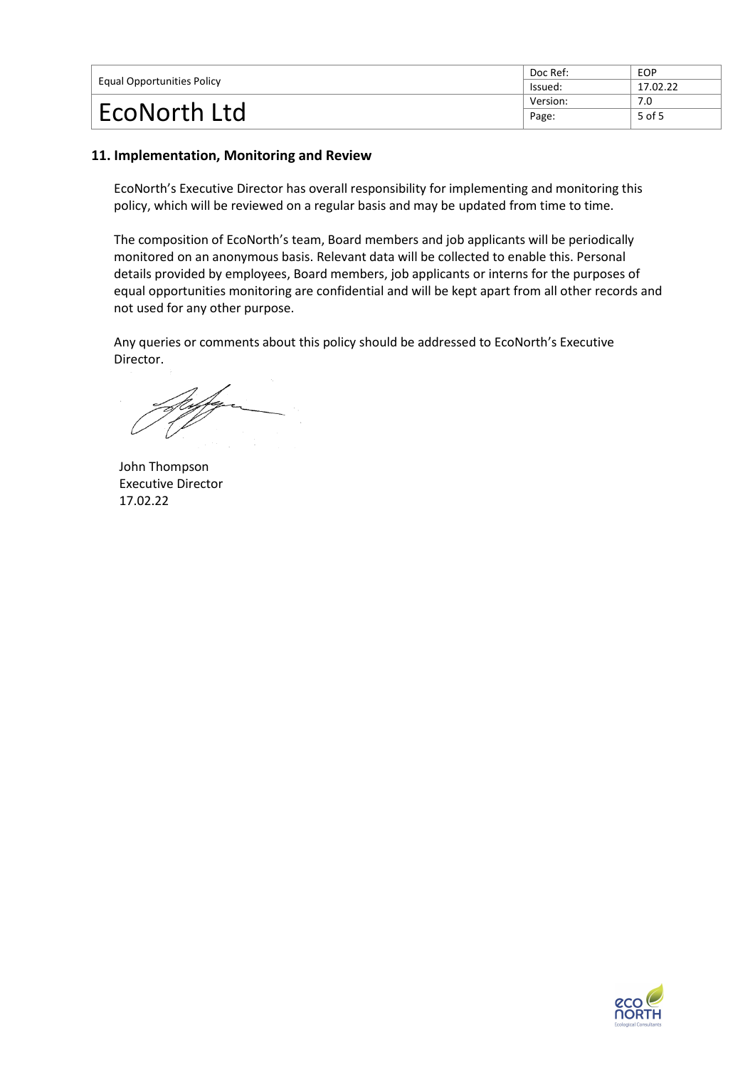## 11. Implementation, Monitoring and Review

EcoNorth's Executive Director has overall responsibility for implementing and monitoring this policy, which will be reviewed on a regular basis and may be updated from time to time.

The composition of EcoNorth's team, Board members and job applicants will be periodically monitored on an anonymous basis. Relevant data will be collected to enable this. Personal details provided by employees, Board members, job applicants or interns for the purposes of equal opportunities monitoring are confidential and will be kept apart from all other records and not used for any other purpose.

Any queries or comments about this policy should be addressed to EcoNorth's Executive Director.

John Thompson
Executive Director
17.02.22